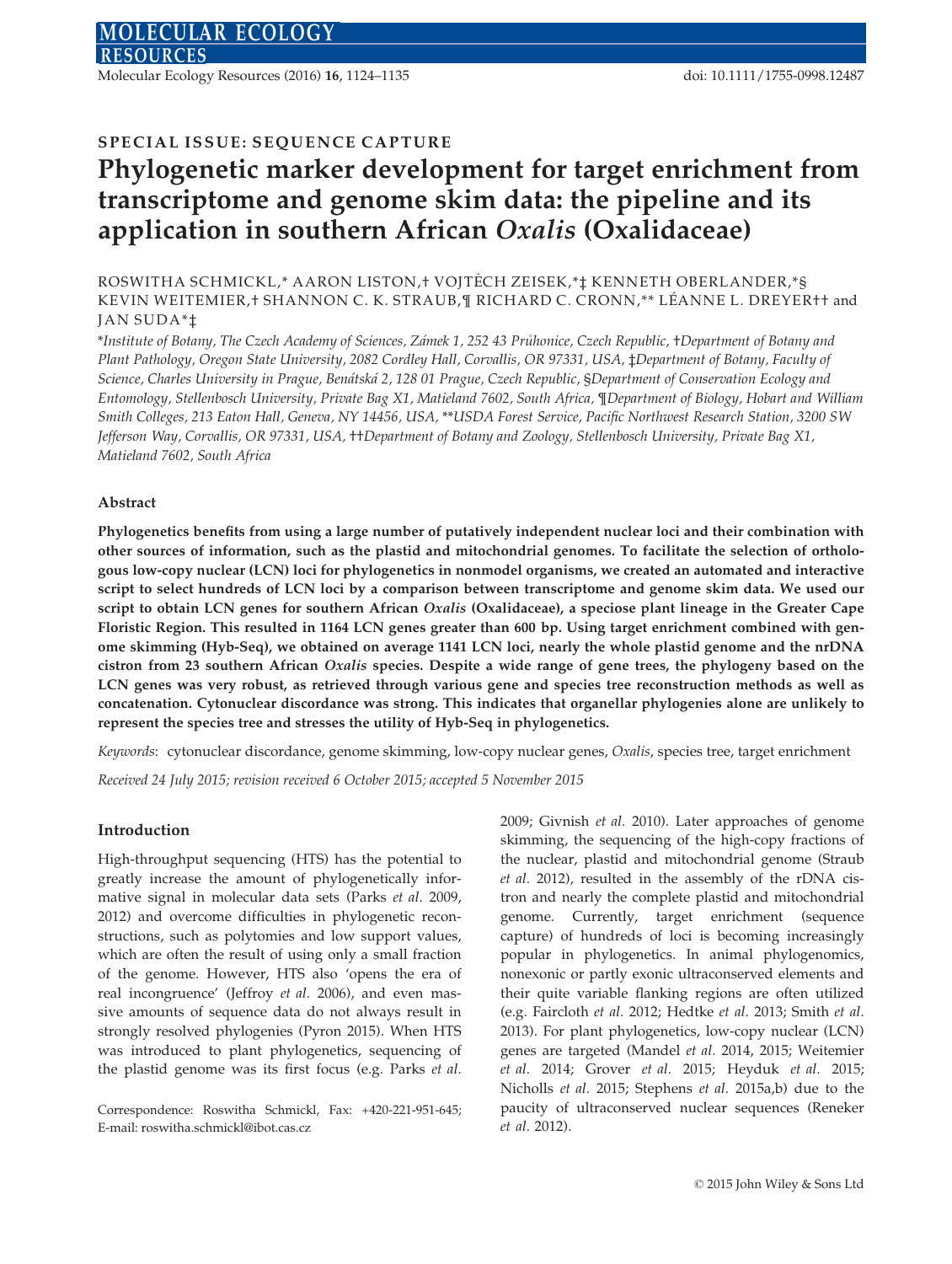SPECIAL ISSUE: SEQUENCE CAPTURE

# Phylogenetic marker development for target enrichment from transcriptome and genome skim data: the pipeline and its application in southern African *Oxalis* (Oxalidaceae)

ROSWITHA SCHMICKL,* AARON LISTON,† VOJTĚCH ZEISEK,*‡ KENNETH OBERLANDER,*§ KEVIN WEITEMIER,† SHANNON C. K. STRAUB,¶ RICHARD C. CRONN,** LÉANNE L. DREYER†† and JAN SUDA*‡

*Institute of Botany, The Czech Academy of Sciences, Zámek 1, 252 43 Průhonice, Czech Republic, †Department of Botany and Plant Pathology, Oregon State University, 2082 Cordley Hall, Corvallis, OR 97331, USA, ‡Department of Botany, Faculty of Science, Charles University in Prague, Benátská 2, 128 01 Prague, Czech Republic, §Department of Conservation Ecology and Entomology, Stellenbosch University, Private Bag X1, Matieland 7602, South Africa, ¶Department of Biology, Hobart and William Smith Colleges, 213 Eaton Hall, Geneva, NY 14456, USA, **USDA Forest Service, Pacific Northwest Research Station, 3200 SW Jefferson Way, Corvallis, OR 97331, USA, ††Department of Botany and Zoology, Stellenbosch University, Private Bag X1, Matieland 7602, South Africa

## Abstract

**Phylogenetics benefits from using a large number of putatively independent nuclear loci and their combination with other sources of information, such as the plastid and mitochondrial genomes. To facilitate the selection of orthologous low-copy nuclear (LCN) loci for phylogenetics in nonmodel organisms, we created an automated and interactive script to select hundreds of LCN loci by a comparison between transcriptome and genome skim data. We used our script to obtain LCN genes for southern African *Oxalis* (Oxalidaceae), a speciose plant lineage in the Greater Cape Floristic Region. This resulted in 1164 LCN genes greater than 600 bp. Using target enrichment combined with genome skimming (Hyb-Seq), we obtained on average 1141 LCN loci, nearly the whole plastid genome and the nrDNA cistron from 23 southern African *Oxalis* species. Despite a wide range of gene trees, the phylogeny based on the LCN genes was very robust, as retrieved through various gene and species tree reconstruction methods as well as concatenation. Cytonuclear discordance was strong. This indicates that organellar phylogenies alone are unlikely to represent the species tree and stresses the utility of Hyb-Seq in phylogenetics.**

*Keywords*: cytonuclear discordance, genome skimming, low-copy nuclear genes, *Oxalis*, species tree, target enrichment

*Received 24 July 2015; revision received 6 October 2015; accepted 5 November 2015*

## Introduction

High-throughput sequencing (HTS) has the potential to greatly increase the amount of phylogenetically informative signal in molecular data sets (Parks *et al.* 2009, 2012) and overcome difficulties in phylogenetic reconstructions, such as polytomies and low support values, which are often the result of using only a small fraction of the genome. However, HTS also 'opens the era of real incongruence' (Jeffroy *et al.* 2006), and even massive amounts of sequence data do not always result in strongly resolved phylogenies (Pyron 2015). When HTS was introduced to plant phylogenetics, sequencing of the plastid genome was its first focus (e.g. Parks *et al.* 2009; Givnish *et al.* 2010). Later approaches of genome skimming, the sequencing of the high-copy fractions of the nuclear, plastid and mitochondrial genome (Straub *et al.* 2012), resulted in the assembly of the rDNA cistron and nearly the complete plastid and mitochondrial genome. Currently, target enrichment (sequence capture) of hundreds of loci is becoming increasingly popular in phylogenetics. In animal phylogenomics, nonexonic or partly exonic ultraconserved elements and their quite variable flanking regions are often utilized (e.g. Faircloth *et al.* 2012; Hedtke *et al.* 2013; Smith *et al.* 2013). For plant phylogenetics, low-copy nuclear (LCN) genes are targeted (Mandel *et al.* 2014, 2015; Weitemier *et al.* 2014; Grover *et al.* 2015; Heyduk *et al.* 2015; Nicholls *et al.* 2015; Stephens *et al.* 2015a,b) due to the paucity of ultraconserved nuclear sequences (Reneker *et al.* 2012).

Correspondence: Roswitha Schmickl, Fax: +420-221-951-645; E-mail: roswitha.schmickl@ibot.cas.cz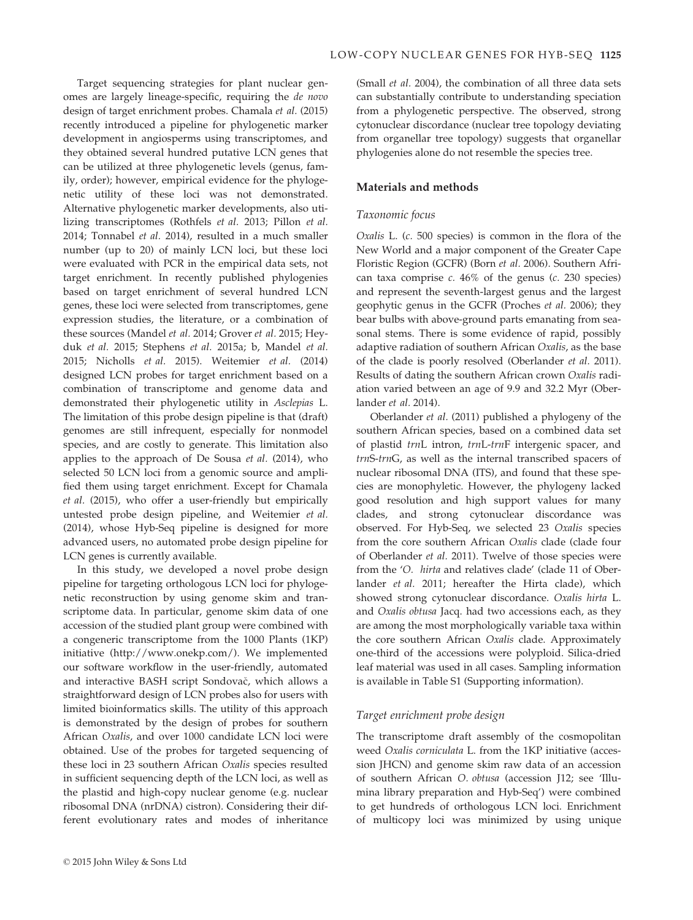Target sequencing strategies for plant nuclear genomes are largely lineage-specific, requiring the *de novo* design of target enrichment probes. Chamala *et al.* (2015) recently introduced a pipeline for phylogenetic marker development in angiosperms using transcriptomes, and they obtained several hundred putative LCN genes that can be utilized at three phylogenetic levels (genus, family, order); however, empirical evidence for the phylogenetic utility of these loci was not demonstrated. Alternative phylogenetic marker developments, also utilizing transcriptomes (Rothfels *et al.* 2013; Pillon *et al.* 2014; Tonnabel *et al.* 2014), resulted in a much smaller number (up to 20) of mainly LCN loci, but these loci were evaluated with PCR in the empirical data sets, not target enrichment. In recently published phylogenies based on target enrichment of several hundred LCN genes, these loci were selected from transcriptomes, gene expression studies, the literature, or a combination of these sources (Mandel *et al.* 2014; Grover *et al.* 2015; Heyduk *et al.* 2015; Stephens *et al.* 2015a; b, Mandel *et al.* 2015; Nicholls *et al.* 2015). Weitemier *et al.* (2014) designed LCN probes for target enrichment based on a combination of transcriptome and genome data and demonstrated their phylogenetic utility in *Asclepias* L. The limitation of this probe design pipeline is that (draft) genomes are still infrequent, especially for nonmodel species, and are costly to generate. This limitation also applies to the approach of De Sousa *et al.* (2014), who selected 50 LCN loci from a genomic source and amplified them using target enrichment. Except for Chamala *et al.* (2015), who offer a user-friendly but empirically untested probe design pipeline, and Weitemier *et al.* (2014), whose Hyb-Seq pipeline is designed for more advanced users, no automated probe design pipeline for LCN genes is currently available.

In this study, we developed a novel probe design pipeline for targeting orthologous LCN loci for phylogenetic reconstruction by using genome skim and transcriptome data. In particular, genome skim data of one accession of the studied plant group were combined with a congeneric transcriptome from the 1000 Plants (1KP) initiative (http://www.onekp.com/). We implemented our software workflow in the user-friendly, automated and interactive BASH script Sondovač, which allows a straightforward design of LCN probes also for users with limited bioinformatics skills. The utility of this approach is demonstrated by the design of probes for southern African *Oxalis*, and over 1000 candidate LCN loci were obtained. Use of the probes for targeted sequencing of these loci in 23 southern African *Oxalis* species resulted in sufficient sequencing depth of the LCN loci, as well as the plastid and high-copy nuclear genome (e.g. nuclear ribosomal DNA (nrDNA) cistron). Considering their different evolutionary rates and modes of inheritance (Small *et al.* 2004), the combination of all three data sets can substantially contribute to understanding speciation from a phylogenetic perspective. The observed, strong cytonuclear discordance (nuclear tree topology deviating from organellar tree topology) suggests that organellar phylogenies alone do not resemble the species tree.

## Materials and methods

### Taxonomic focus

*Oxalis* L. (*c.* 500 species) is common in the flora of the New World and a major component of the Greater Cape Floristic Region (GCFR) (Born *et al.* 2006). Southern African taxa comprise *c.* 46% of the genus (*c.* 230 species) and represent the seventh-largest genus and the largest geophytic genus in the GCFR (Proches *et al.* 2006); they bear bulbs with above-ground parts emanating from seasonal stems. There is some evidence of rapid, possibly adaptive radiation of southern African *Oxalis*, as the base of the clade is poorly resolved (Oberlander *et al.* 2011). Results of dating the southern African crown *Oxalis* radiation varied between an age of 9.9 and 32.2 Myr (Oberlander *et al.* 2014).

Oberlander *et al.* (2011) published a phylogeny of the southern African species, based on a combined data set of plastid *trn*L intron, *trn*L-*trn*F intergenic spacer, and *trn*S-*trn*G, as well as the internal transcribed spacers of nuclear ribosomal DNA (ITS), and found that these species are monophyletic. However, the phylogeny lacked good resolution and high support values for many clades, and strong cytonuclear discordance was observed. For Hyb-Seq, we selected 23 *Oxalis* species from the core southern African *Oxalis* clade (clade four of Oberlander *et al.* 2011). Twelve of those species were from the '*O. hirta* and relatives clade' (clade 11 of Oberlander *et al.* 2011; hereafter the Hirta clade), which showed strong cytonuclear discordance. *Oxalis hirta* L. and *Oxalis obtusa* Jacq. had two accessions each, as they are among the most morphologically variable taxa within the core southern African *Oxalis* clade. Approximately one-third of the accessions were polyploid. Silica-dried leaf material was used in all cases. Sampling information is available in Table S1 (Supporting information).

### Target enrichment probe design

The transcriptome draft assembly of the cosmopolitan weed *Oxalis corniculata* L. from the 1KP initiative (accession JHCN) and genome skim raw data of an accession of southern African *O. obtusa* (accession J12; see 'Illumina library preparation and Hyb-Seq') were combined to get hundreds of orthologous LCN loci. Enrichment of multicopy loci was minimized by using unique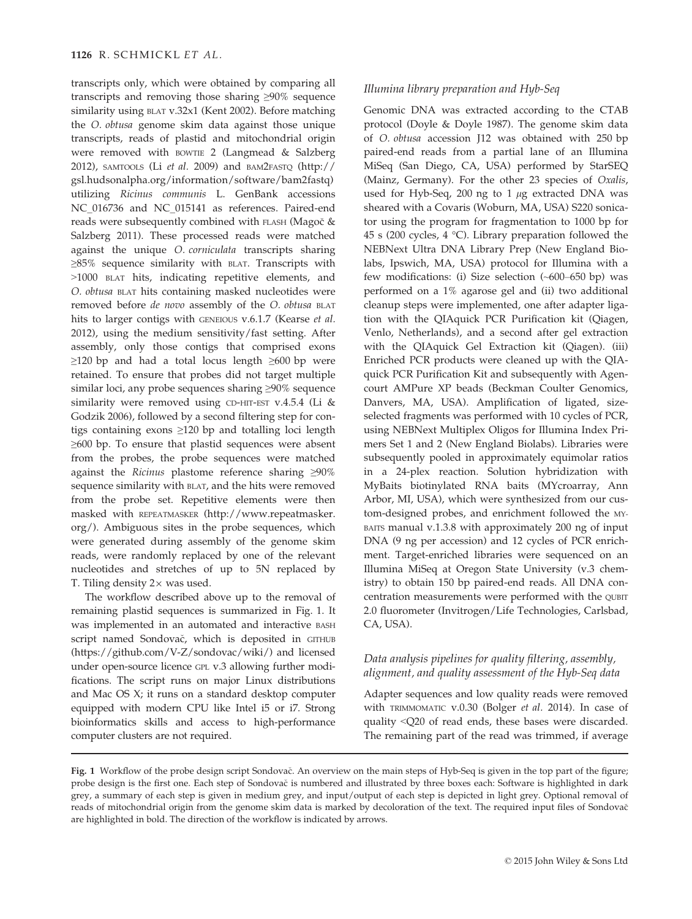transcripts only, which were obtained by comparing all transcripts and removing those sharing ≥90% sequence similarity using BLAT v.32x1 (Kent 2002). Before matching the *O. obtusa* genome skim data against those unique transcripts, reads of plastid and mitochondrial origin were removed with BOWTIE 2 (Langmead & Salzberg 2012), SAMTOOLS (Li *et al.* 2009) and BAM2FASTQ (http://gsl.hudsonalpha.org/information/software/bam2fastq) utilizing *Ricinus communis* L. GenBank accessions NC_016736 and NC_015141 as references. Paired-end reads were subsequently combined with FLASH (Magoč & Salzberg 2011). These processed reads were matched against the unique *O. corniculata* transcripts sharing ≥85% sequence similarity with BLAT. Transcripts with >1000 BLAT hits, indicating repetitive elements, and *O. obtusa* BLAT hits containing masked nucleotides were removed before *de novo* assembly of the *O. obtusa* BLAT hits to larger contigs with GENEIOUS v.6.1.7 (Kearse *et al.* 2012), using the medium sensitivity/fast setting. After assembly, only those contigs that comprised exons ≥120 bp and had a total locus length ≥600 bp were retained. To ensure that probes did not target multiple similar loci, any probe sequences sharing ≥90% sequence similarity were removed using CD-HIT-EST v.4.5.4 (Li & Godzik 2006), followed by a second filtering step for contigs containing exons ≥120 bp and totalling loci length ≥600 bp. To ensure that plastid sequences were absent from the probes, the probe sequences were matched against the *Ricinus* plastome reference sharing ≥90% sequence similarity with BLAT, and the hits were removed from the probe set. Repetitive elements were then masked with REPEATMASKER (http://www.repeatmasker.org/). Ambiguous sites in the probe sequences, which were generated during assembly of the genome skim reads, were randomly replaced by one of the relevant nucleotides and stretches of up to 5N replaced by T. Tiling density 2× was used.

The workflow described above up to the removal of remaining plastid sequences is summarized in Fig. 1. It was implemented in an automated and interactive BASH script named Sondovač, which is deposited in GITHUB (https://github.com/V-Z/sondovac/wiki/) and licensed under open-source licence GPL v.3 allowing further modifications. The script runs on major Linux distributions and Mac OS X; it runs on a standard desktop computer equipped with modern CPU like Intel i5 or i7. Strong bioinformatics skills and access to high-performance computer clusters are not required.

### Illumina library preparation and Hyb-Seq

Genomic DNA was extracted according to the CTAB protocol (Doyle & Doyle 1987). The genome skim data of *O. obtusa* accession J12 was obtained with 250 bp paired-end reads from a partial lane of an Illumina MiSeq (San Diego, CA, USA) performed by StarSEQ (Mainz, Germany). For the other 23 species of *Oxalis*, used for Hyb-Seq, 200 ng to 1 μg extracted DNA was sheared with a Covaris (Woburn, MA, USA) S220 sonicator using the program for fragmentation to 1000 bp for 45 s (200 cycles, 4 °C). Library preparation followed the NEBNext Ultra DNA Library Prep (New England Biolabs, Ipswich, MA, USA) protocol for Illumina with a few modifications: (i) Size selection (~600–650 bp) was performed on a 1% agarose gel and (ii) two additional cleanup steps were implemented, one after adapter ligation with the QIAquick PCR Purification kit (Qiagen, Venlo, Netherlands), and a second after gel extraction with the QIAquick Gel Extraction kit (Qiagen). (iii) Enriched PCR products were cleaned up with the QIAquick PCR Purification Kit and subsequently with Agencourt AMPure XP beads (Beckman Coulter Genomics, Danvers, MA, USA). Amplification of ligated, size-selected fragments was performed with 10 cycles of PCR, using NEBNext Multiplex Oligos for Illumina Index Primers Set 1 and 2 (New England Biolabs). Libraries were subsequently pooled in approximately equimolar ratios in a 24-plex reaction. Solution hybridization with MyBaits biotinylated RNA baits (MYcroarray, Ann Arbor, MI, USA), which were synthesized from our custom-designed probes, and enrichment followed the MYBAITS manual v.1.3.8 with approximately 200 ng of input DNA (9 ng per accession) and 12 cycles of PCR enrichment. Target-enriched libraries were sequenced on an Illumina MiSeq at Oregon State University (v.3 chemistry) to obtain 150 bp paired-end reads. All DNA concentration measurements were performed with the QUBIT 2.0 fluorometer (Invitrogen/Life Technologies, Carlsbad, CA, USA).

### Data analysis pipelines for quality filtering, assembly, alignment, and quality assessment of the Hyb-Seq data

Adapter sequences and low quality reads were removed with TRIMMOMATIC v.0.30 (Bolger *et al.* 2014). In case of quality <Q20 of read ends, these bases were discarded. The remaining part of the read was trimmed, if average

**Fig. 1** Workflow of the probe design script Sondovač. An overview on the main steps of Hyb-Seq is given in the top part of the figure; probe design is the first one. Each step of Sondovač is numbered and illustrated by three boxes each: Software is highlighted in dark grey, a summary of each step is given in medium grey, and input/output of each step is depicted in light grey. Optional removal of reads of mitochondrial origin from the genome skim data is marked by decoloration of the text. The required input files of Sondovač are highlighted in bold. The direction of the workflow is indicated by arrows.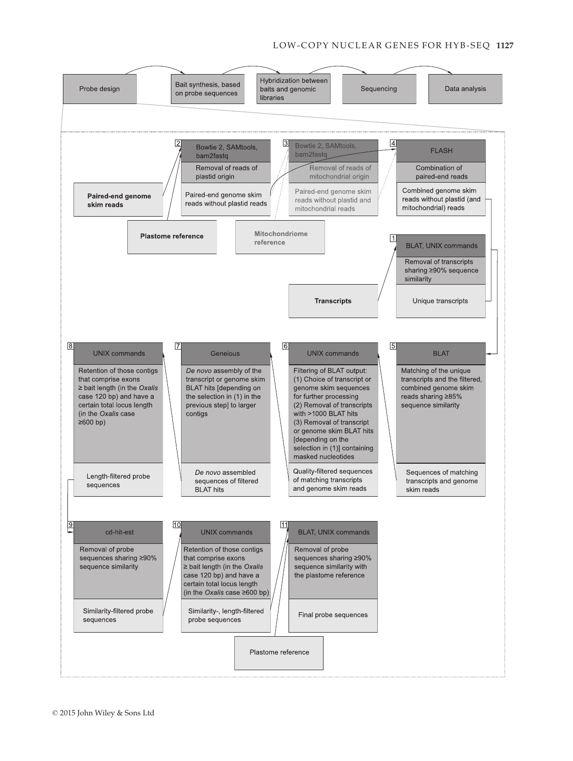Probe design → Bait synthesis, based on probe sequences → Hybridization between baits and genomic libraries → Sequencing → Data analysis

**1** BLAT, UNIX commands
Removal of transcripts sharing ≥90% sequence similarity
Input: **Transcripts**
Output: Unique transcripts

**2** Bowtie 2, SAMtools, bam2fastq
Removal of reads of plastid origin
Input: **Paired-end genome skim reads**; **Plastome reference**
Output: Paired-end genome skim reads without plastid reads

**3** Bowtie 2, SAMtools, bam2fastq
Removal of reads of mitochondrial origin
Input: Mitochondriome reference
Output: Paired-end genome skim reads without plastid and mitochondrial reads

**4** FLASH
Combination of paired-end reads
Output: Combined genome skim reads without plastid (and mitochondrial) reads

**5** BLAT
Matching of the unique transcripts and the filtered, combined genome skim reads sharing ≥85% sequence similarity
Output: Sequences of matching transcripts and genome skim reads

**6** UNIX commands
Filtering of BLAT output:
(1) Choice of transcript or genome skim sequences for further processing
(2) Removal of transcripts with >1000 BLAT hits
(3) Removal of transcript or genome skim BLAT hits [depending on the selection in (1)] containing masked nucleotides
Output: Quality-filtered sequences of matching transcripts and genome skim reads

**7** Geneious
*De novo* assembly of the transcript or genome skim BLAT hits [depending on the selection in (1) in the previous step] to larger contigs
Output: *De novo* assembled sequences of filtered BLAT hits

**8** UNIX commands
Retention of those contigs that comprise exons ≥ bait length (in the *Oxalis* case 120 bp) and have a certain total locus length (in the *Oxalis* case ≥600 bp)
Output: Length-filtered probe sequences

**9** cd-hit-est
Removal of probe sequences sharing ≥90% sequence similarity
Output: Similarity-filtered probe sequences

**10** UNIX commands
Retention of those contigs that comprise exons ≥ bait length (in the *Oxalis* case 120 bp) and have a certain total locus length (in the *Oxalis* case ≥600 bp)
Output: Similarity-, length-filtered probe sequences

**11** BLAT, UNIX commands
Removal of probe sequences sharing ≥90% sequence similarity with the plastome reference
Input: Plastome reference
Output: Final probe sequences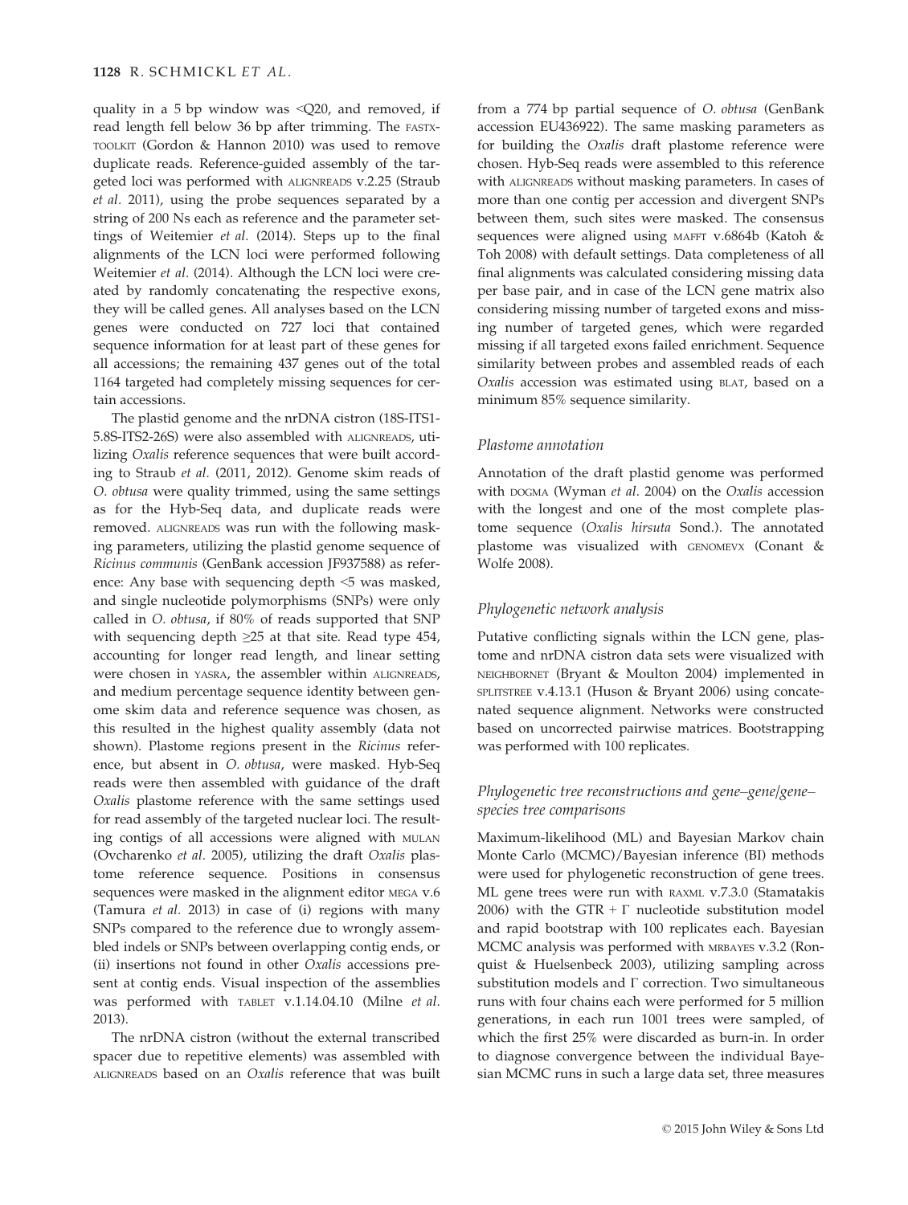quality in a 5 bp window was <Q20, and removed, if read length fell below 36 bp after trimming. The FASTX-TOOLKIT (Gordon & Hannon 2010) was used to remove duplicate reads. Reference-guided assembly of the targeted loci was performed with ALIGNREADS v.2.25 (Straub *et al.* 2011), using the probe sequences separated by a string of 200 Ns each as reference and the parameter settings of Weitemier *et al.* (2014). Steps up to the final alignments of the LCN loci were performed following Weitemier *et al.* (2014). Although the LCN loci were created by randomly concatenating the respective exons, they will be called genes. All analyses based on the LCN genes were conducted on 727 loci that contained sequence information for at least part of these genes for all accessions; the remaining 437 genes out of the total 1164 targeted had completely missing sequences for certain accessions.

The plastid genome and the nrDNA cistron (18S-ITS1-5.8S-ITS2-26S) were also assembled with ALIGNREADS, utilizing *Oxalis* reference sequences that were built according to Straub *et al.* (2011, 2012). Genome skim reads of *O. obtusa* were quality trimmed, using the same settings as for the Hyb-Seq data, and duplicate reads were removed. ALIGNREADS was run with the following masking parameters, utilizing the plastid genome sequence of *Ricinus communis* (GenBank accession JF937588) as reference: Any base with sequencing depth <5 was masked, and single nucleotide polymorphisms (SNPs) were only called in *O. obtusa*, if 80% of reads supported that SNP with sequencing depth ≥25 at that site. Read type 454, accounting for longer read length, and linear setting were chosen in YASRA, the assembler within ALIGNREADS, and medium percentage sequence identity between genome skim data and reference sequence was chosen, as this resulted in the highest quality assembly (data not shown). Plastome regions present in the *Ricinus* reference, but absent in *O. obtusa*, were masked. Hyb-Seq reads were then assembled with guidance of the draft *Oxalis* plastome reference with the same settings used for read assembly of the targeted nuclear loci. The resulting contigs of all accessions were aligned with MULAN (Ovcharenko *et al.* 2005), utilizing the draft *Oxalis* plastome reference sequence. Positions in consensus sequences were masked in the alignment editor MEGA v.6 (Tamura *et al.* 2013) in case of (i) regions with many SNPs compared to the reference due to wrongly assembled indels or SNPs between overlapping contig ends, or (ii) insertions not found in other *Oxalis* accessions present at contig ends. Visual inspection of the assemblies was performed with TABLET v.1.14.04.10 (Milne *et al.* 2013).

The nrDNA cistron (without the external transcribed spacer due to repetitive elements) was assembled with ALIGNREADS based on an *Oxalis* reference that was built from a 774 bp partial sequence of *O. obtusa* (GenBank accession EU436922). The same masking parameters as for building the *Oxalis* draft plastome reference were chosen. Hyb-Seq reads were assembled to this reference with ALIGNREADS without masking parameters. In cases of more than one contig per accession and divergent SNPs between them, such sites were masked. The consensus sequences were aligned using MAFFT v.6864b (Katoh & Toh 2008) with default settings. Data completeness of all final alignments was calculated considering missing data per base pair, and in case of the LCN gene matrix also considering missing number of targeted exons and missing number of targeted genes, which were regarded missing if all targeted exons failed enrichment. Sequence similarity between probes and assembled reads of each *Oxalis* accession was estimated using BLAT, based on a minimum 85% sequence similarity.

### Plastome annotation

Annotation of the draft plastid genome was performed with DOGMA (Wyman *et al.* 2004) on the *Oxalis* accession with the longest and one of the most complete plastome sequence (*Oxalis hirsuta* Sond.). The annotated plastome was visualized with GENOMEVX (Conant & Wolfe 2008).

### Phylogenetic network analysis

Putative conflicting signals within the LCN gene, plastome and nrDNA cistron data sets were visualized with NEIGHBORNET (Bryant & Moulton 2004) implemented in SPLITSTREE v.4.13.1 (Huson & Bryant 2006) using concatenated sequence alignment. Networks were constructed based on uncorrected pairwise matrices. Bootstrapping was performed with 100 replicates.

### Phylogenetic tree reconstructions and gene–gene/gene–species tree comparisons

Maximum-likelihood (ML) and Bayesian Markov chain Monte Carlo (MCMC)/Bayesian inference (BI) methods were used for phylogenetic reconstruction of gene trees. ML gene trees were run with RAXML v.7.3.0 (Stamatakis 2006) with the GTR + Γ nucleotide substitution model and rapid bootstrap with 100 replicates each. Bayesian MCMC analysis was performed with MRBAYES v.3.2 (Ronquist & Huelsenbeck 2003), utilizing sampling across substitution models and Γ correction. Two simultaneous runs with four chains each were performed for 5 million generations, in each run 1001 trees were sampled, of which the first 25% were discarded as burn-in. In order to diagnose convergence between the individual Bayesian MCMC runs in such a large data set, three measures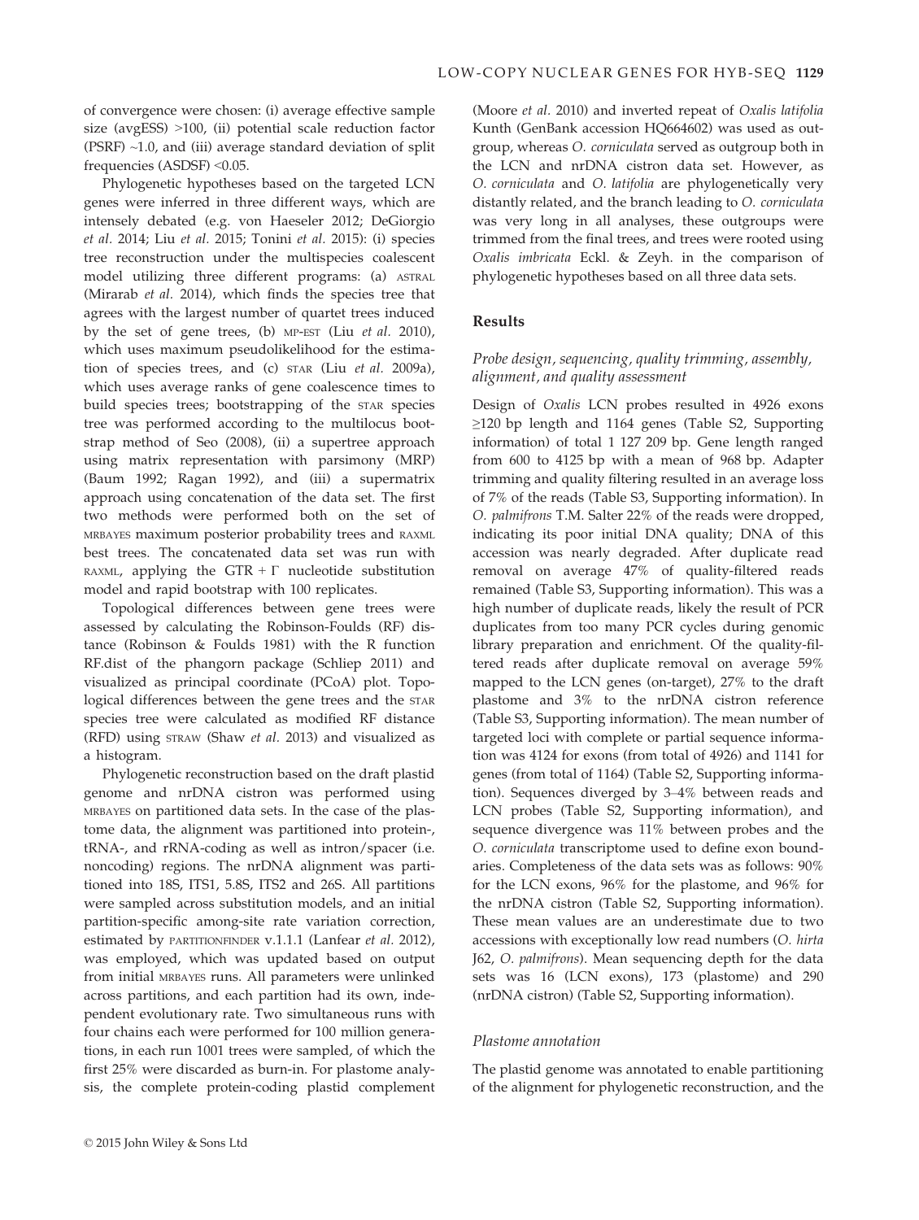of convergence were chosen: (i) average effective sample size (avgESS) >100, (ii) potential scale reduction factor (PSRF) ~1.0, and (iii) average standard deviation of split frequencies (ASDSF) <0.05.

Phylogenetic hypotheses based on the targeted LCN genes were inferred in three different ways, which are intensely debated (e.g. von Haeseler 2012; DeGiorgio *et al.* 2014; Liu *et al.* 2015; Tonini *et al.* 2015): (i) species tree reconstruction under the multispecies coalescent model utilizing three different programs: (a) ASTRAL (Mirarab *et al.* 2014), which finds the species tree that agrees with the largest number of quartet trees induced by the set of gene trees, (b) MP-EST (Liu *et al.* 2010), which uses maximum pseudolikelihood for the estimation of species trees, and (c) STAR (Liu *et al.* 2009a), which uses average ranks of gene coalescence times to build species trees; bootstrapping of the STAR species tree was performed according to the multilocus bootstrap method of Seo (2008), (ii) a supertree approach using matrix representation with parsimony (MRP) (Baum 1992; Ragan 1992), and (iii) a supermatrix approach using concatenation of the data set. The first two methods were performed both on the set of MRBAYES maximum posterior probability trees and RAXML best trees. The concatenated data set was run with RAXML, applying the GTR + Γ nucleotide substitution model and rapid bootstrap with 100 replicates.

Topological differences between gene trees were assessed by calculating the Robinson-Foulds (RF) distance (Robinson & Foulds 1981) with the R function RF.dist of the phangorn package (Schliep 2011) and visualized as principal coordinate (PCoA) plot. Topological differences between the gene trees and the STAR species tree were calculated as modified RF distance (RFD) using STRAW (Shaw *et al.* 2013) and visualized as a histogram.

Phylogenetic reconstruction based on the draft plastid genome and nrDNA cistron was performed using MRBAYES on partitioned data sets. In the case of the plastome data, the alignment was partitioned into protein-, tRNA-, and rRNA-coding as well as intron/spacer (i.e. noncoding) regions. The nrDNA alignment was partitioned into 18S, ITS1, 5.8S, ITS2 and 26S. All partitions were sampled across substitution models, and an initial partition-specific among-site rate variation correction, estimated by PARTITIONFINDER v.1.1.1 (Lanfear *et al.* 2012), was employed, which was updated based on output from initial MRBAYES runs. All parameters were unlinked across partitions, and each partition had its own, independent evolutionary rate. Two simultaneous runs with four chains each were performed for 100 million generations, in each run 1001 trees were sampled, of which the first 25% were discarded as burn-in. For plastome analysis, the complete protein-coding plastid complement (Moore *et al.* 2010) and inverted repeat of *Oxalis latifolia* Kunth (GenBank accession HQ664602) was used as outgroup, whereas *O. corniculata* served as outgroup both in the LCN and nrDNA cistron data set. However, as *O. corniculata* and *O. latifolia* are phylogenetically very distantly related, and the branch leading to *O. corniculata* was very long in all analyses, these outgroups were trimmed from the final trees, and trees were rooted using *Oxalis imbricata* Eckl. & Zeyh. in the comparison of phylogenetic hypotheses based on all three data sets.

## Results

### Probe design, sequencing, quality trimming, assembly, alignment, and quality assessment

Design of *Oxalis* LCN probes resulted in 4926 exons ≥120 bp length and 1164 genes (Table S2, Supporting information) of total 1 127 209 bp. Gene length ranged from 600 to 4125 bp with a mean of 968 bp. Adapter trimming and quality filtering resulted in an average loss of 7% of the reads (Table S3, Supporting information). In *O. palmifrons* T.M. Salter 22% of the reads were dropped, indicating its poor initial DNA quality; DNA of this accession was nearly degraded. After duplicate read removal on average 47% of quality-filtered reads remained (Table S3, Supporting information). This was a high number of duplicate reads, likely the result of PCR duplicates from too many PCR cycles during genomic library preparation and enrichment. Of the quality-filtered reads after duplicate removal on average 59% mapped to the LCN genes (on-target), 27% to the draft plastome and 3% to the nrDNA cistron reference (Table S3, Supporting information). The mean number of targeted loci with complete or partial sequence information was 4124 for exons (from total of 4926) and 1141 for genes (from total of 1164) (Table S2, Supporting information). Sequences diverged by 3–4% between reads and LCN probes (Table S2, Supporting information), and sequence divergence was 11% between probes and the *O. corniculata* transcriptome used to define exon boundaries. Completeness of the data sets was as follows: 90% for the LCN exons, 96% for the plastome, and 96% for the nrDNA cistron (Table S2, Supporting information). These mean values are an underestimate due to two accessions with exceptionally low read numbers (*O. hirta* J62, *O. palmifrons*). Mean sequencing depth for the data sets was 16 (LCN exons), 173 (plastome) and 290 (nrDNA cistron) (Table S2, Supporting information).

### Plastome annotation

The plastid genome was annotated to enable partitioning of the alignment for phylogenetic reconstruction, and the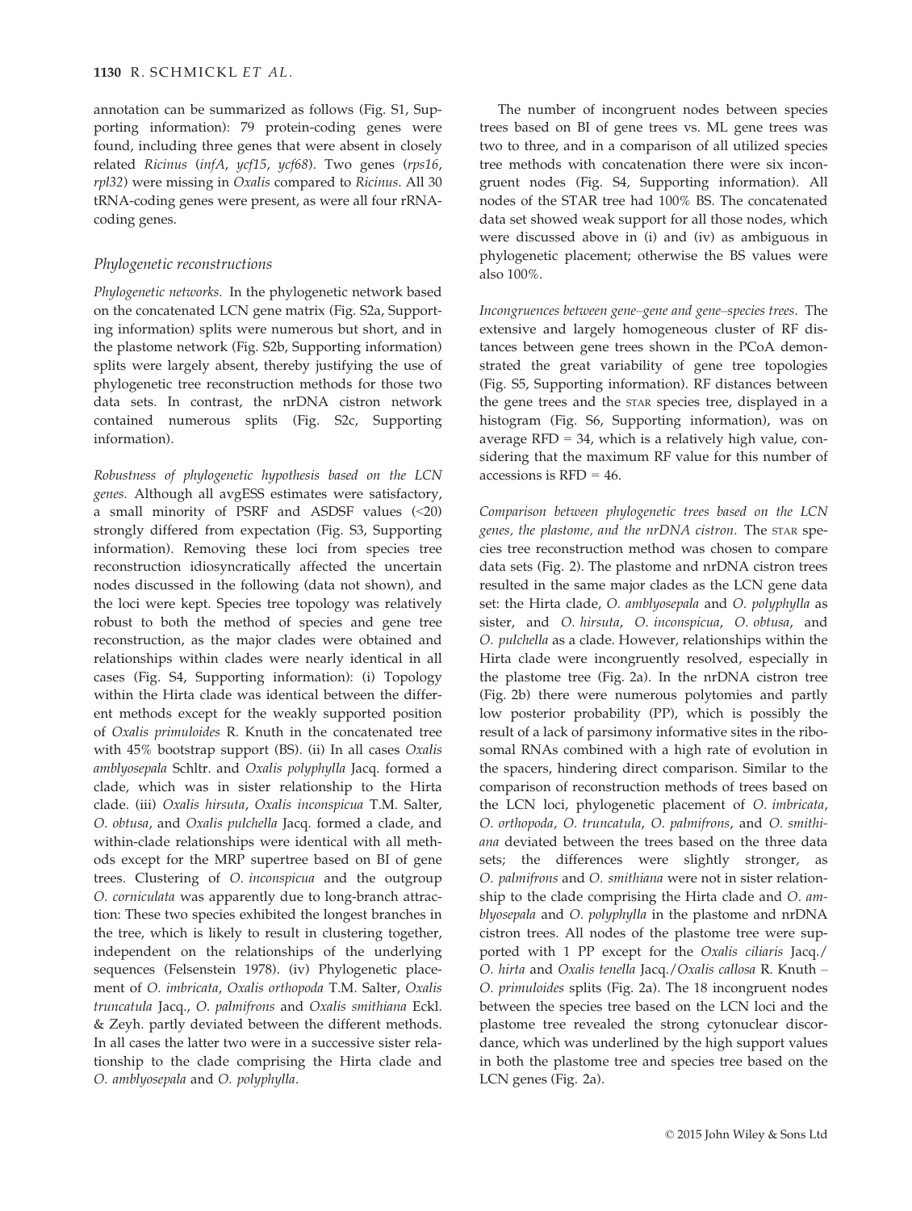annotation can be summarized as follows (Fig. S1, Supporting information): 79 protein-coding genes were found, including three genes that were absent in closely related *Ricinus* (*infA*, *ycf15*, *ycf68*). Two genes (*rps16*, *rpl32*) were missing in *Oxalis* compared to *Ricinus*. All 30 tRNA-coding genes were present, as were all four rRNA-coding genes.

### Phylogenetic reconstructions

*Phylogenetic networks.* In the phylogenetic network based on the concatenated LCN gene matrix (Fig. S2a, Supporting information) splits were numerous but short, and in the plastome network (Fig. S2b, Supporting information) splits were largely absent, thereby justifying the use of phylogenetic tree reconstruction methods for those two data sets. In contrast, the nrDNA cistron network contained numerous splits (Fig. S2c, Supporting information).

*Robustness of phylogenetic hypothesis based on the LCN genes.* Although all avgESS estimates were satisfactory, a small minority of PSRF and ASDSF values (<20) strongly differed from expectation (Fig. S3, Supporting information). Removing these loci from species tree reconstruction idiosyncratically affected the uncertain nodes discussed in the following (data not shown), and the loci were kept. Species tree topology was relatively robust to both the method of species and gene tree reconstruction, as the major clades were obtained and relationships within clades were nearly identical in all cases (Fig. S4, Supporting information): (i) Topology within the Hirta clade was identical between the different methods except for the weakly supported position of *Oxalis primuloides* R. Knuth in the concatenated tree with 45% bootstrap support (BS). (ii) In all cases *Oxalis amblyosepala* Schltr. and *Oxalis polyphylla* Jacq. formed a clade, which was in sister relationship to the Hirta clade. (iii) *Oxalis hirsuta*, *Oxalis inconspicua* T.M. Salter, *O. obtusa*, and *Oxalis pulchella* Jacq. formed a clade, and within-clade relationships were identical with all methods except for the MRP supertree based on BI of gene trees. Clustering of *O. inconspicua* and the outgroup *O. corniculata* was apparently due to long-branch attraction: These two species exhibited the longest branches in the tree, which is likely to result in clustering together, independent on the relationships of the underlying sequences (Felsenstein 1978). (iv) Phylogenetic placement of *O. imbricata*, *Oxalis orthopoda* T.M. Salter, *Oxalis truncatula* Jacq., *O. palmifrons* and *Oxalis smithiana* Eckl. & Zeyh. partly deviated between the different methods. In all cases the latter two were in a successive sister relationship to the clade comprising the Hirta clade and *O. amblyosepala* and *O. polyphylla*.

The number of incongruent nodes between species trees based on BI of gene trees vs. ML gene trees was two to three, and in a comparison of all utilized species tree methods with concatenation there were six incongruent nodes (Fig. S4, Supporting information). All nodes of the STAR tree had 100% BS. The concatenated data set showed weak support for all those nodes, which were discussed above in (i) and (iv) as ambiguous in phylogenetic placement; otherwise the BS values were also 100%.

*Incongruences between gene–gene and gene–species trees.* The extensive and largely homogeneous cluster of RF distances between gene trees shown in the PCoA demonstrated the great variability of gene tree topologies (Fig. S5, Supporting information). RF distances between the gene trees and the STAR species tree, displayed in a histogram (Fig. S6, Supporting information), was on average RFD = 34, which is a relatively high value, considering that the maximum RF value for this number of accessions is RFD = 46.

*Comparison between phylogenetic trees based on the LCN genes, the plastome, and the nrDNA cistron.* The STAR species tree reconstruction method was chosen to compare data sets (Fig. 2). The plastome and nrDNA cistron trees resulted in the same major clades as the LCN gene data set: the Hirta clade, *O. amblyosepala* and *O. polyphylla* as sister, and *O. hirsuta*, *O. inconspicua*, *O. obtusa*, and *O. pulchella* as a clade. However, relationships within the Hirta clade were incongruently resolved, especially in the plastome tree (Fig. 2a). In the nrDNA cistron tree (Fig. 2b) there were numerous polytomies and partly low posterior probability (PP), which is possibly the result of a lack of parsimony informative sites in the ribosomal RNAs combined with a high rate of evolution in the spacers, hindering direct comparison. Similar to the comparison of reconstruction methods of trees based on the LCN loci, phylogenetic placement of *O. imbricata*, *O. orthopoda*, *O. truncatula*, *O. palmifrons*, and *O. smithiana* deviated between the trees based on the three data sets; the differences were slightly stronger, as *O. palmifrons* and *O. smithiana* were not in sister relationship to the clade comprising the Hirta clade and *O. amblyosepala* and *O. polyphylla* in the plastome and nrDNA cistron trees. All nodes of the plastome tree were supported with 1 PP except for the *Oxalis ciliaris* Jacq./*O. hirta* and *Oxalis tenella* Jacq./*Oxalis callosa* R. Knuth – *O. primuloides* splits (Fig. 2a). The 18 incongruent nodes between the species tree based on the LCN loci and the plastome tree revealed the strong cytonuclear discordance, which was underlined by the high support values in both the plastome tree and species tree based on the LCN genes (Fig. 2a).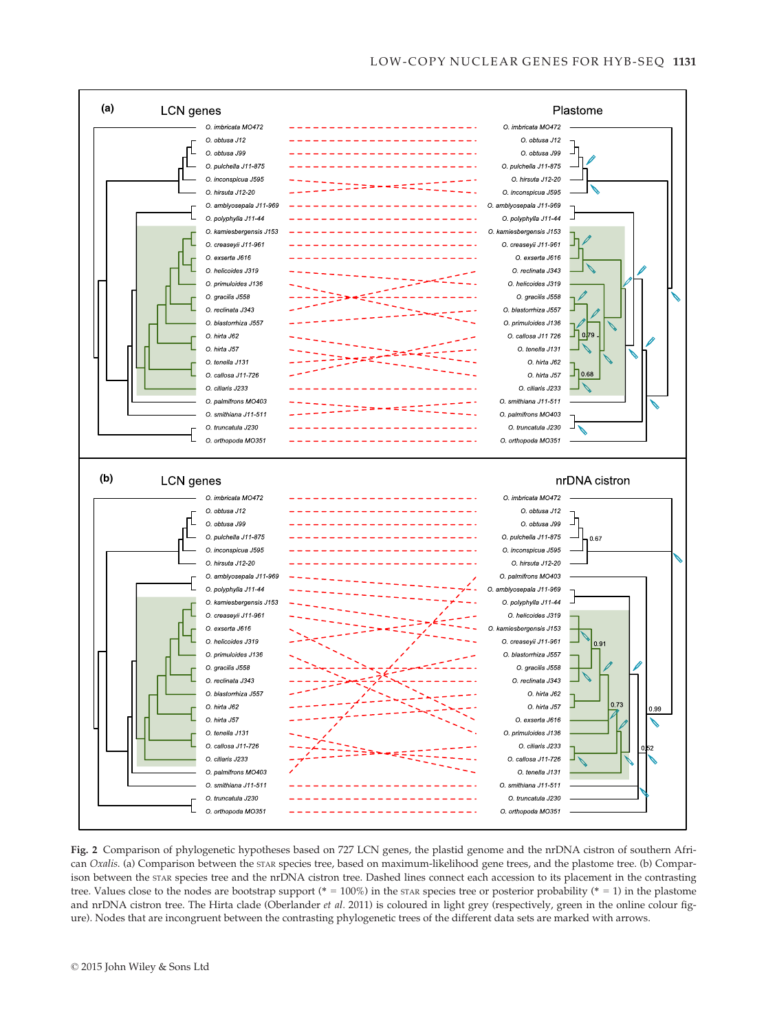**Fig. 2** Comparison of phylogenetic hypotheses based on 727 LCN genes, the plastid genome and the nrDNA cistron of southern African *Oxalis*. (a) Comparison between the STAR species tree, based on maximum-likelihood gene trees, and the plastome tree. (b) Comparison between the STAR species tree and the nrDNA cistron tree. Dashed lines connect each accession to its placement in the contrasting tree. Values close to the nodes are bootstrap support (* = 100%) in the STAR species tree or posterior probability (* = 1) in the plastome and nrDNA cistron tree. The Hirta clade (Oberlander *et al.* 2011) is coloured in light grey (respectively, green in the online colour figure). Nodes that are incongruent between the contrasting phylogenetic trees of the different data sets are marked with arrows.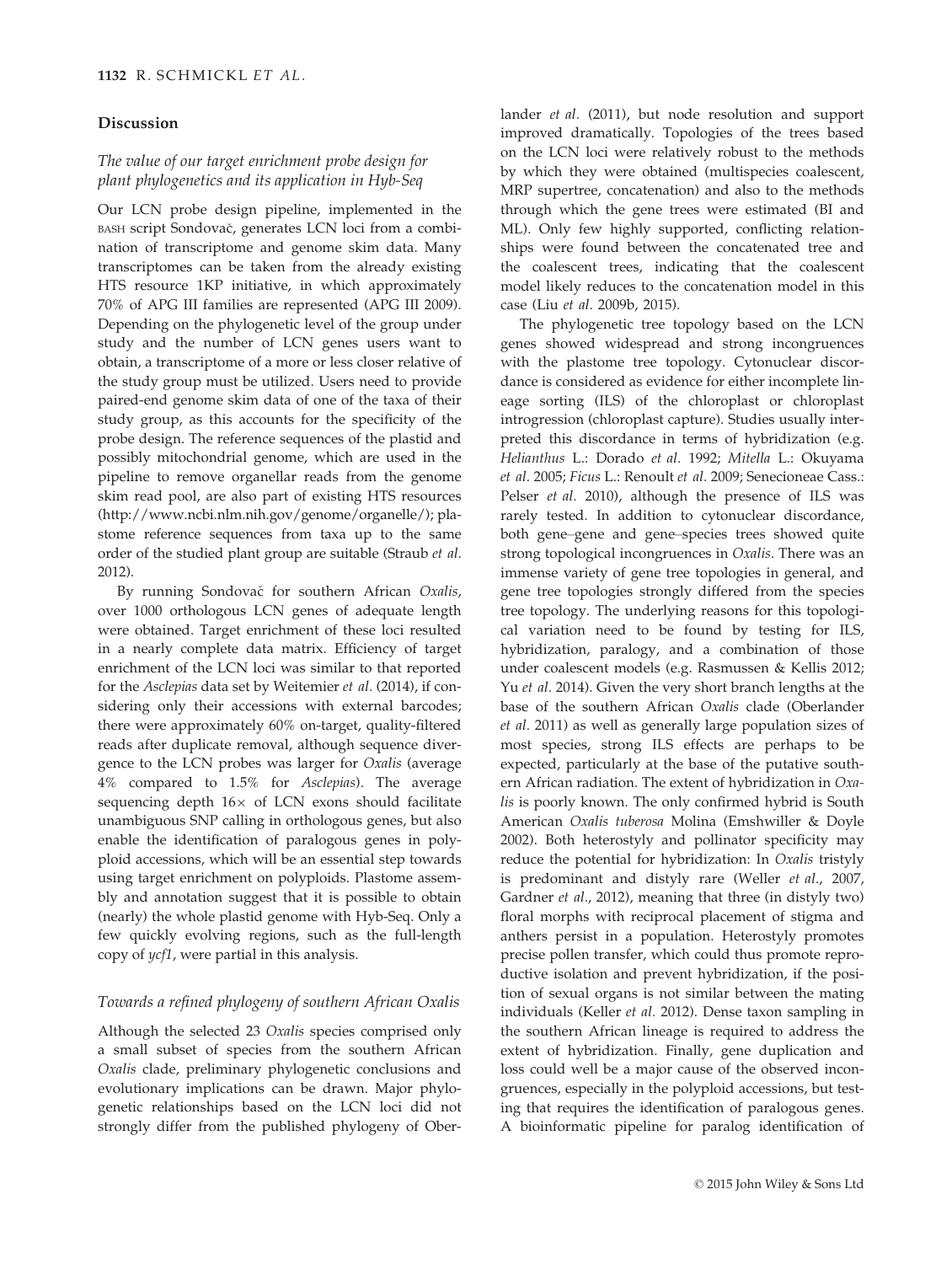## Discussion

### *The value of our target enrichment probe design for plant phylogenetics and its application in Hyb-Seq*

Our LCN probe design pipeline, implemented in the BASH script Sondovač, generates LCN loci from a combination of transcriptome and genome skim data. Many transcriptomes can be taken from the already existing HTS resource 1KP initiative, in which approximately 70% of APG III families are represented (APG III 2009). Depending on the phylogenetic level of the group under study and the number of LCN genes users want to obtain, a transcriptome of a more or less closer relative of the study group must be utilized. Users need to provide paired-end genome skim data of one of the taxa of their study group, as this accounts for the specificity of the probe design. The reference sequences of the plastid and possibly mitochondrial genome, which are used in the pipeline to remove organellar reads from the genome skim read pool, are also part of existing HTS resources (http://www.ncbi.nlm.nih.gov/genome/organelle/); plastome reference sequences from taxa up to the same order of the studied plant group are suitable (Straub *et al.* 2012).

By running Sondovač for southern African *Oxalis*, over 1000 orthologous LCN genes of adequate length were obtained. Target enrichment of these loci resulted in a nearly complete data matrix. Efficiency of target enrichment of the LCN loci was similar to that reported for the *Asclepias* data set by Weitemier *et al.* (2014), if considering only their accessions with external barcodes; there were approximately 60% on-target, quality-filtered reads after duplicate removal, although sequence divergence to the LCN probes was larger for *Oxalis* (average 4% compared to 1.5% for *Asclepias*). The average sequencing depth 16× of LCN exons should facilitate unambiguous SNP calling in orthologous genes, but also enable the identification of paralogous genes in polyploid accessions, which will be an essential step towards using target enrichment on polyploids. Plastome assembly and annotation suggest that it is possible to obtain (nearly) the whole plastid genome with Hyb-Seq. Only a few quickly evolving regions, such as the full-length copy of *ycf1*, were partial in this analysis.

### *Towards a refined phylogeny of southern African Oxalis*

Although the selected 23 *Oxalis* species comprised only a small subset of species from the southern African *Oxalis* clade, preliminary phylogenetic conclusions and evolutionary implications can be drawn. Major phylogenetic relationships based on the LCN loci did not strongly differ from the published phylogeny of Oberlander *et al.* (2011), but node resolution and support improved dramatically. Topologies of the trees based on the LCN loci were relatively robust to the methods by which they were obtained (multispecies coalescent, MRP supertree, concatenation) and also to the methods through which the gene trees were estimated (BI and ML). Only few highly supported, conflicting relationships were found between the concatenated tree and the coalescent trees, indicating that the coalescent model likely reduces to the concatenation model in this case (Liu *et al.* 2009b, 2015).

The phylogenetic tree topology based on the LCN genes showed widespread and strong incongruences with the plastome tree topology. Cytonuclear discordance is considered as evidence for either incomplete lineage sorting (ILS) of the chloroplast or chloroplast introgression (chloroplast capture). Studies usually interpreted this discordance in terms of hybridization (e.g. *Helianthus* L.: Dorado *et al.* 1992; *Mitella* L.: Okuyama *et al.* 2005; *Ficus* L.: Renoult *et al.* 2009; Senecioneae Cass.: Pelser *et al.* 2010), although the presence of ILS was rarely tested. In addition to cytonuclear discordance, both gene–gene and gene–species trees showed quite strong topological incongruences in *Oxalis*. There was an immense variety of gene tree topologies in general, and gene tree topologies strongly differed from the species tree topology. The underlying reasons for this topological variation need to be found by testing for ILS, hybridization, paralogy, and a combination of those under coalescent models (e.g. Rasmussen & Kellis 2012; Yu *et al.* 2014). Given the very short branch lengths at the base of the southern African *Oxalis* clade (Oberlander *et al.* 2011) as well as generally large population sizes of most species, strong ILS effects are perhaps to be expected, particularly at the base of the putative southern African radiation. The extent of hybridization in *Oxalis* is poorly known. The only confirmed hybrid is South American *Oxalis tuberosa* Molina (Emshwiller & Doyle 2002). Both heterostyly and pollinator specificity may reduce the potential for hybridization: In *Oxalis* tristyly is predominant and distyly rare (Weller *et al.*, 2007, Gardner *et al.*, 2012), meaning that three (in distyly two) floral morphs with reciprocal placement of stigma and anthers persist in a population. Heterostyly promotes precise pollen transfer, which could thus promote reproductive isolation and prevent hybridization, if the position of sexual organs is not similar between the mating individuals (Keller *et al.* 2012). Dense taxon sampling in the southern African lineage is required to address the extent of hybridization. Finally, gene duplication and loss could well be a major cause of the observed incongruences, especially in the polyploid accessions, but testing that requires the identification of paralogous genes. A bioinformatic pipeline for paralog identification of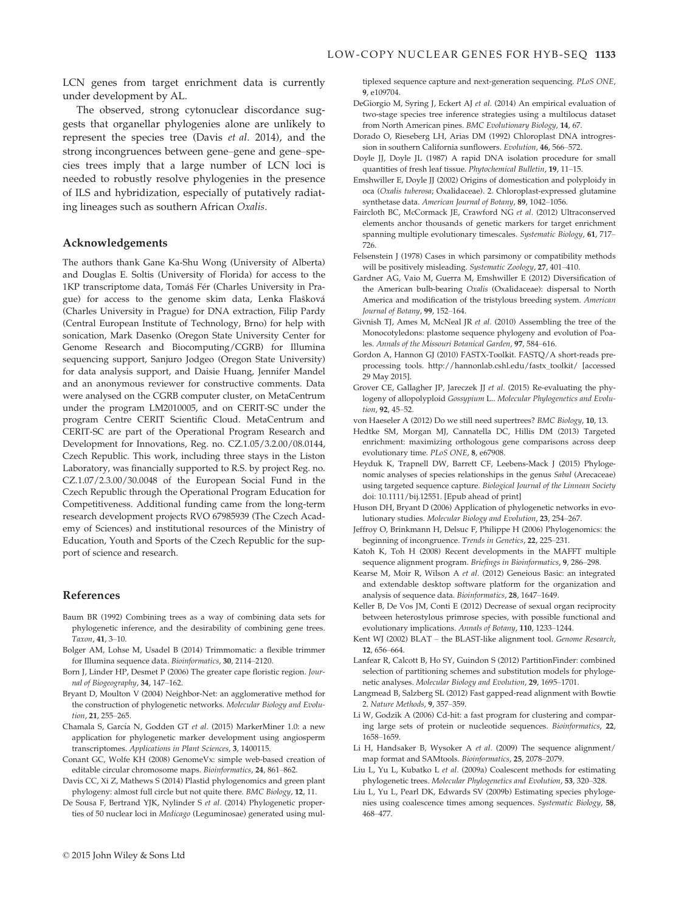LCN genes from target enrichment data is currently under development by AL.

The observed, strong cytonuclear discordance suggests that organellar phylogenies alone are unlikely to represent the species tree (Davis *et al.* 2014), and the strong incongruences between gene–gene and gene–species trees imply that a large number of LCN loci is needed to robustly resolve phylogenies in the presence of ILS and hybridization, especially of putatively radiating lineages such as southern African *Oxalis*.

## Acknowledgements

The authors thank Gane Ka-Shu Wong (University of Alberta) and Douglas E. Soltis (University of Florida) for access to the 1KP transcriptome data, Tomáš Fér (Charles University in Prague) for access to the genome skim data, Lenka Flašková (Charles University in Prague) for DNA extraction, Filip Pardy (Central European Institute of Technology, Brno) for help with sonication, Mark Dasenko (Oregon State University Center for Genome Research and Biocomputing/CGRB) for Illumina sequencing support, Sanjuro Jodgeo (Oregon State University) for data analysis support, and Daisie Huang, Jennifer Mandel and an anonymous reviewer for constructive comments. Data were analysed on the CGRB computer cluster, on MetaCentrum under the program LM2010005, and on CERIT-SC under the program Centre CERIT Scientific Cloud. MetaCentrum and CERIT-SC are part of the Operational Program Research and Development for Innovations, Reg. no. CZ.1.05/3.2.00/08.0144, Czech Republic. This work, including three stays in the Liston Laboratory, was financially supported to R.S. by project Reg. no. CZ.1.07/2.3.00/30.0048 of the European Social Fund in the Czech Republic through the Operational Program Education for Competitiveness. Additional funding came from the long-term research development projects RVO 67985939 (The Czech Academy of Sciences) and institutional resources of the Ministry of Education, Youth and Sports of the Czech Republic for the support of science and research.

## References

Baum BR (1992) Combining trees as a way of combining data sets for phylogenetic inference, and the desirability of combining gene trees. *Taxon*, **41**, 3–10.

Bolger AM, Lohse M, Usadel B (2014) Trimmomatic: a flexible trimmer for Illumina sequence data. *Bioinformatics*, **30**, 2114–2120.

Born J, Linder HP, Desmet P (2006) The greater cape floristic region. *Journal of Biogeography*, **34**, 147–162.

Bryant D, Moulton V (2004) Neighbor-Net: an agglomerative method for the construction of phylogenetic networks. *Molecular Biology and Evolution*, **21**, 255–265.

Chamala S, García N, Godden GT *et al.* (2015) MarkerMiner 1.0: a new application for phylogenetic marker development using angiosperm transcriptomes. *Applications in Plant Sciences*, **3**, 1400115.

Conant GC, Wolfe KH (2008) GenomeVx: simple web-based creation of editable circular chromosome maps. *Bioinformatics*, **24**, 861–862.

Davis CC, Xi Z, Mathews S (2014) Plastid phylogenomics and green plant phylogeny: almost full circle but not quite there. *BMC Biology*, **12**, 11.

De Sousa F, Bertrand YJK, Nylinder S *et al.* (2014) Phylogenetic properties of 50 nuclear loci in *Medicago* (Leguminosae) generated using multiplexed sequence capture and next-generation sequencing. *PLoS ONE*, **9**, e109704.

DeGiorgio M, Syring J, Eckert AJ *et al.* (2014) An empirical evaluation of two-stage species tree inference strategies using a multilocus dataset from North American pines. *BMC Evolutionary Biology*, **14**, 67.

Dorado O, Rieseberg LH, Arias DM (1992) Chloroplast DNA introgression in southern California sunflowers. *Evolution*, **46**, 566–572.

Doyle JJ, Doyle JL (1987) A rapid DNA isolation procedure for small quantities of fresh leaf tissue. *Phytochemical Bulletin*, **19**, 11–15.

Emshwiller E, Doyle JJ (2002) Origins of domestication and polyploidy in oca (*Oxalis tuberosa*; Oxalidaceae). 2. Chloroplast-expressed glutamine synthetase data. *American Journal of Botany*, **89**, 1042–1056.

Faircloth BC, McCormack JE, Crawford NG *et al.* (2012) Ultraconserved elements anchor thousands of genetic markers for target enrichment spanning multiple evolutionary timescales. *Systematic Biology*, **61**, 717–726.

Felsenstein J (1978) Cases in which parsimony or compatibility methods will be positively misleading. *Systematic Zoology*, **27**, 401–410.

Gardner AG, Vaio M, Guerra M, Emshwiller E (2012) Diversification of the American bulb-bearing *Oxalis* (Oxalidaceae): dispersal to North America and modification of the tristylous breeding system. *American Journal of Botany*, **99**, 152–164.

Givnish TJ, Ames M, McNeal JR *et al.* (2010) Assembling the tree of the Monocotyledons: plastome sequence phylogeny and evolution of Poales. *Annals of the Missouri Botanical Garden*, **97**, 584–616.

Gordon A, Hannon GJ (2010) FASTX-Toolkit. FASTQ/A short-reads preprocessing tools. http://hannonlab.cshl.edu/fastx_toolkit/ [accessed 29 May 2015].

Grover CE, Gallagher JP, Jareczek JJ *et al.* (2015) Re-evaluating the phylogeny of allopolyploid *Gossypium* L.. *Molecular Phylogenetics and Evolution*, **92**, 45–52.

von Haeseler A (2012) Do we still need supertrees? *BMC Biology*, **10**, 13.

Hedtke SM, Morgan MJ, Cannatella DC, Hillis DM (2013) Targeted enrichment: maximizing orthologous gene comparisons across deep evolutionary time. *PLoS ONE*, **8**, e67908.

Heyduk K, Trapnell DW, Barrett CF, Leebens-Mack J (2015) Phylogenomic analyses of species relationships in the genus *Sabal* (Arecaceae) using targeted sequence capture. *Biological Journal of the Linnean Society* doi: 10.1111/bij.12551. [Epub ahead of print]

Huson DH, Bryant D (2006) Application of phylogenetic networks in evolutionary studies. *Molecular Biology and Evolution*, **23**, 254–267.

Jeffroy O, Brinkmann H, Delsuc F, Philippe H (2006) Phylogenomics: the beginning of incongruence. *Trends in Genetics*, **22**, 225–231.

Katoh K, Toh H (2008) Recent developments in the MAFFT multiple sequence alignment program. *Briefings in Bioinformatics*, **9**, 286–298.

Kearse M, Moir R, Wilson A *et al.* (2012) Geneious Basic: an integrated and extendable desktop software platform for the organization and analysis of sequence data. *Bioinformatics*, **28**, 1647–1649.

Keller B, De Vos JM, Conti E (2012) Decrease of sexual organ reciprocity between heterostylous primrose species, with possible functional and evolutionary implications. *Annals of Botany*, **110**, 1233–1244.

Kent WJ (2002) BLAT – the BLAST-like alignment tool. *Genome Research*, **12**, 656–664.

Lanfear R, Calcott B, Ho SY, Guindon S (2012) PartitionFinder: combined selection of partitioning schemes and substitution models for phylogenetic analyses. *Molecular Biology and Evolution*, **29**, 1695–1701.

Langmead B, Salzberg SL (2012) Fast gapped-read alignment with Bowtie 2. *Nature Methods*, **9**, 357–359.

Li W, Godzik A (2006) Cd-hit: a fast program for clustering and comparing large sets of protein or nucleotide sequences. *Bioinformatics*, **22**, 1658–1659.

Li H, Handsaker B, Wysoker A *et al.* (2009) The sequence alignment/map format and SAMtools. *Bioinformatics*, **25**, 2078–2079.

Liu L, Yu L, Kubatko L *et al.* (2009a) Coalescent methods for estimating phylogenetic trees. *Molecular Phylogenetics and Evolution*, **53**, 320–328.

Liu L, Yu L, Pearl DK, Edwards SV (2009b) Estimating species phylogenies using coalescence times among sequences. *Systematic Biology*, **58**, 468–477.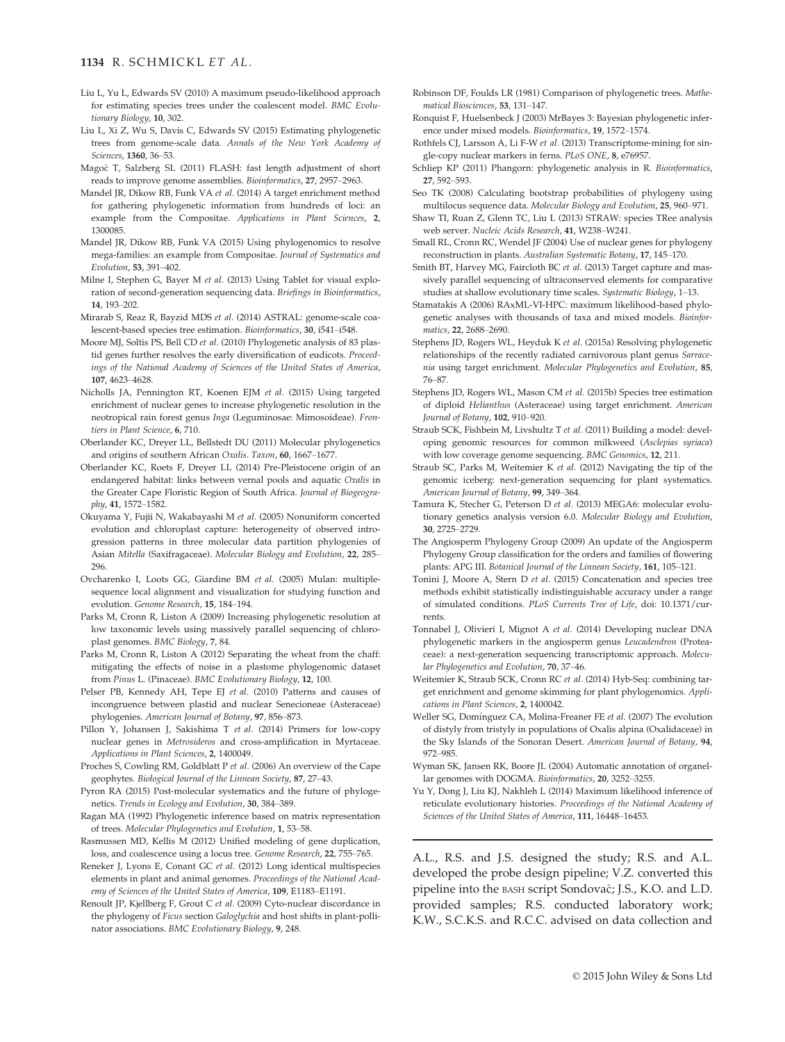Liu L, Yu L, Edwards SV (2010) A maximum pseudo-likelihood approach for estimating species trees under the coalescent model. *BMC Evolutionary Biology*, **10**, 302.

Liu L, Xi Z, Wu S, Davis C, Edwards SV (2015) Estimating phylogenetic trees from genome-scale data. *Annals of the New York Academy of Sciences*, **1360**, 36–53.

Magoč T, Salzberg SL (2011) FLASH: fast length adjustment of short reads to improve genome assemblies. *Bioinformatics*, **27**, 2957–2963.

Mandel JR, Dikow RB, Funk VA *et al.* (2014) A target enrichment method for gathering phylogenetic information from hundreds of loci: an example from the Compositae. *Applications in Plant Sciences*, **2**, 1300085.

Mandel JR, Dikow RB, Funk VA (2015) Using phylogenomics to resolve mega-families: an example from Compositae. *Journal of Systematics and Evolution*, **53**, 391–402.

Milne I, Stephen G, Bayer M *et al.* (2013) Using Tablet for visual exploration of second-generation sequencing data. *Briefings in Bioinformatics*, **14**, 193–202.

Mirarab S, Reaz R, Bayzid MDS *et al.* (2014) ASTRAL: genome-scale coalescent-based species tree estimation. *Bioinformatics*, **30**, i541–i548.

Moore MJ, Soltis PS, Bell CD *et al.* (2010) Phylogenetic analysis of 83 plastid genes further resolves the early diversification of eudicots. *Proceedings of the National Academy of Sciences of the United States of America*, **107**, 4623–4628.

Nicholls JA, Pennington RT, Koenen EJM *et al.* (2015) Using targeted enrichment of nuclear genes to increase phylogenetic resolution in the neotropical rain forest genus *Inga* (Leguminosae: Mimosoideae). *Frontiers in Plant Science*, **6**, 710.

Oberlander KC, Dreyer LL, Bellstedt DU (2011) Molecular phylogenetics and origins of southern African *Oxalis*. *Taxon*, **60**, 1667–1677.

Oberlander KC, Roets F, Dreyer LL (2014) Pre-Pleistocene origin of an endangered habitat: links between vernal pools and aquatic *Oxalis* in the Greater Cape Floristic Region of South Africa. *Journal of Biogeography*, **41**, 1572–1582.

Okuyama Y, Fujii N, Wakabayashi M *et al.* (2005) Nonuniform concerted evolution and chloroplast capture: heterogeneity of observed introgression patterns in three molecular data partition phylogenies of Asian *Mitella* (Saxifragaceae). *Molecular Biology and Evolution*, **22**, 285–296.

Ovcharenko I, Loots GG, Giardine BM *et al.* (2005) Mulan: multiple-sequence local alignment and visualization for studying function and evolution. *Genome Research*, **15**, 184–194.

Parks M, Cronn R, Liston A (2009) Increasing phylogenetic resolution at low taxonomic levels using massively parallel sequencing of chloroplast genomes. *BMC Biology*, **7**, 84.

Parks M, Cronn R, Liston A (2012) Separating the wheat from the chaff: mitigating the effects of noise in a plastome phylogenomic dataset from *Pinus* L. (Pinaceae). *BMC Evolutionary Biology*, **12**, 100.

Pelser PB, Kennedy AH, Tepe EJ *et al.* (2010) Patterns and causes of incongruence between plastid and nuclear Senecioneae (Asteraceae) phylogenies. *American Journal of Botany*, **97**, 856–873.

Pillon Y, Johansen J, Sakishima T *et al.* (2014) Primers for low-copy nuclear genes in *Metrosideros* and cross-amplification in Myrtaceae. *Applications in Plant Sciences*, **2**, 1400049.

Proches S, Cowling RM, Goldblatt P *et al.* (2006) An overview of the Cape geophytes. *Biological Journal of the Linnean Society*, **87**, 27–43.

Pyron RA (2015) Post-molecular systematics and the future of phylogenetics. *Trends in Ecology and Evolution*, **30**, 384–389.

Ragan MA (1992) Phylogenetic inference based on matrix representation of trees. *Molecular Phylogenetics and Evolution*, **1**, 53–58.

Rasmussen MD, Kellis M (2012) Unified modeling of gene duplication, loss, and coalescence using a locus tree. *Genome Research*, **22**, 755–765.

Reneker J, Lyons E, Conant GC *et al.* (2012) Long identical multispecies elements in plant and animal genomes. *Proceedings of the National Academy of Sciences of the United States of America*, **109**, E1183–E1191.

Renoult JP, Kjellberg F, Grout C *et al.* (2009) Cyto-nuclear discordance in the phylogeny of *Ficus* section *Galoglychia* and host shifts in plant-pollinator associations. *BMC Evolutionary Biology*, **9**, 248.

Robinson DF, Foulds LR (1981) Comparison of phylogenetic trees. *Mathematical Biosciences*, **53**, 131–147.

Ronquist F, Huelsenbeck J (2003) MrBayes 3: Bayesian phylogenetic inference under mixed models. *Bioinformatics*, **19**, 1572–1574.

Rothfels CJ, Larsson A, Li F-W *et al.* (2013) Transcriptome-mining for single-copy nuclear markers in ferns. *PLoS ONE*, **8**, e76957.

Schliep KP (2011) Phangorn: phylogenetic analysis in R. *Bioinformatics*, **27**, 592–593.

Seo TK (2008) Calculating bootstrap probabilities of phylogeny using multilocus sequence data. *Molecular Biology and Evolution*, **25**, 960–971.

Shaw TI, Ruan Z, Glenn TC, Liu L (2013) STRAW: species TRee analysis web server. *Nucleic Acids Research*, **41**, W238–W241.

Small RL, Cronn RC, Wendel JF (2004) Use of nuclear genes for phylogeny reconstruction in plants. *Australian Systematic Botany*, **17**, 145–170.

Smith BT, Harvey MG, Faircloth BC *et al.* (2013) Target capture and massively parallel sequencing of ultraconserved elements for comparative studies at shallow evolutionary time scales. *Systematic Biology*, 1–13.

Stamatakis A (2006) RAxML-VI-HPC: maximum likelihood-based phylogenetic analyses with thousands of taxa and mixed models. *Bioinformatics*, **22**, 2688–2690.

Stephens JD, Rogers WL, Heyduk K *et al.* (2015a) Resolving phylogenetic relationships of the recently radiated carnivorous plant genus *Sarracenia* using target enrichment. *Molecular Phylogenetics and Evolution*, **85**, 76–87.

Stephens JD, Rogers WL, Mason CM *et al.* (2015b) Species tree estimation of diploid *Helianthus* (Asteraceae) using target enrichment. *American Journal of Botany*, **102**, 910–920.

Straub SCK, Fishbein M, Livshultz T *et al.* (2011) Building a model: developing genomic resources for common milkweed (*Asclepias syriaca*) with low coverage genome sequencing. *BMC Genomics*, **12**, 211.

Straub SC, Parks M, Weitemier K *et al.* (2012) Navigating the tip of the genomic iceberg: next-generation sequencing for plant systematics. *American Journal of Botany*, **99**, 349–364.

Tamura K, Stecher G, Peterson D *et al.* (2013) MEGA6: molecular evolutionary genetics analysis version 6.0. *Molecular Biology and Evolution*, **30**, 2725–2729.

The Angiosperm Phylogeny Group (2009) An update of the Angiosperm Phylogeny Group classification for the orders and families of flowering plants: APG III. *Botanical Journal of the Linnean Society*, **161**, 105–121.

Tonini J, Moore A, Stern D *et al.* (2015) Concatenation and species tree methods exhibit statistically indistinguishable accuracy under a range of simulated conditions. *PLoS Currents Tree of Life*, doi: 10.1371/currents.

Tonnabel J, Olivieri I, Mignot A *et al.* (2014) Developing nuclear DNA phylogenetic markers in the angiosperm genus *Leucadendron* (Proteaceae): a next-generation sequencing transcriptomic approach. *Molecular Phylogenetics and Evolution*, **70**, 37–46.

Weitemier K, Straub SCK, Cronn RC *et al.* (2014) Hyb-Seq: combining target enrichment and genome skimming for plant phylogenomics. *Applications in Plant Sciences*, **2**, 1400042.

Weller SG, Domínguez CA, Molina-Freaner FE *et al.* (2007) The evolution of distyly from tristyly in populations of Oxalis alpina (Oxalidaceae) in the Sky Islands of the Sonoran Desert. *American Journal of Botany*, **94**, 972–985.

Wyman SK, Jansen RK, Boore JL (2004) Automatic annotation of organellar genomes with DOGMA. *Bioinformatics*, **20**, 3252–3255.

Yu Y, Dong J, Liu KJ, Nakhleh L (2014) Maximum likelihood inference of reticulate evolutionary histories. *Proceedings of the National Academy of Sciences of the United States of America*, **111**, 16448–16453.

---

A.L., R.S. and J.S. designed the study; R.S. and A.L. developed the probe design pipeline; V.Z. converted this pipeline into the BASH script Sondovač; J.S., K.O. and L.D. provided samples; R.S. conducted laboratory work; K.W., S.C.K.S. and R.C.C. advised on data collection and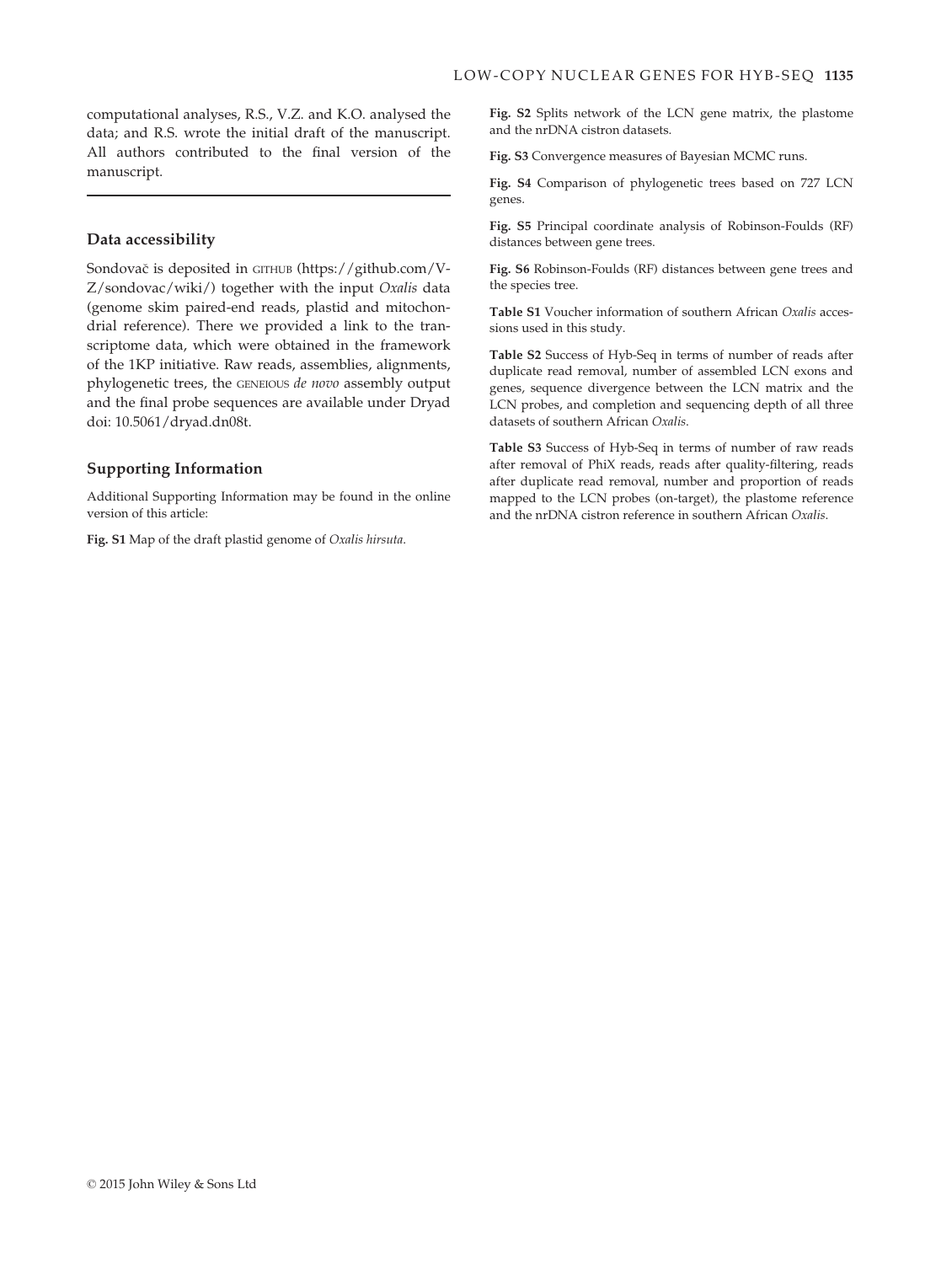computational analyses, R.S., V.Z. and K.O. analysed the data; and R.S. wrote the initial draft of the manuscript. All authors contributed to the final version of the manuscript.

## Data accessibility

Sondovač is deposited in GITHUB (https://github.com/V-Z/sondovac/wiki/) together with the input *Oxalis* data (genome skim paired-end reads, plastid and mitochondrial reference). There we provided a link to the transcriptome data, which were obtained in the framework of the 1KP initiative. Raw reads, assemblies, alignments, phylogenetic trees, the GENEIOUS *de novo* assembly output and the final probe sequences are available under Dryad doi: 10.5061/dryad.dn08t.

## Supporting Information

Additional Supporting Information may be found in the online version of this article:

**Fig. S1** Map of the draft plastid genome of *Oxalis hirsuta*.

**Fig. S2** Splits network of the LCN gene matrix, the plastome and the nrDNA cistron datasets.

**Fig. S3** Convergence measures of Bayesian MCMC runs.

**Fig. S4** Comparison of phylogenetic trees based on 727 LCN genes.

**Fig. S5** Principal coordinate analysis of Robinson-Foulds (RF) distances between gene trees.

**Fig. S6** Robinson-Foulds (RF) distances between gene trees and the species tree.

**Table S1** Voucher information of southern African *Oxalis* accessions used in this study.

**Table S2** Success of Hyb-Seq in terms of number of reads after duplicate read removal, number of assembled LCN exons and genes, sequence divergence between the LCN matrix and the LCN probes, and completion and sequencing depth of all three datasets of southern African *Oxalis*.

**Table S3** Success of Hyb-Seq in terms of number of raw reads after removal of PhiX reads, reads after quality-filtering, reads after duplicate read removal, number and proportion of reads mapped to the LCN probes (on-target), the plastome reference and the nrDNA cistron reference in southern African *Oxalis*.